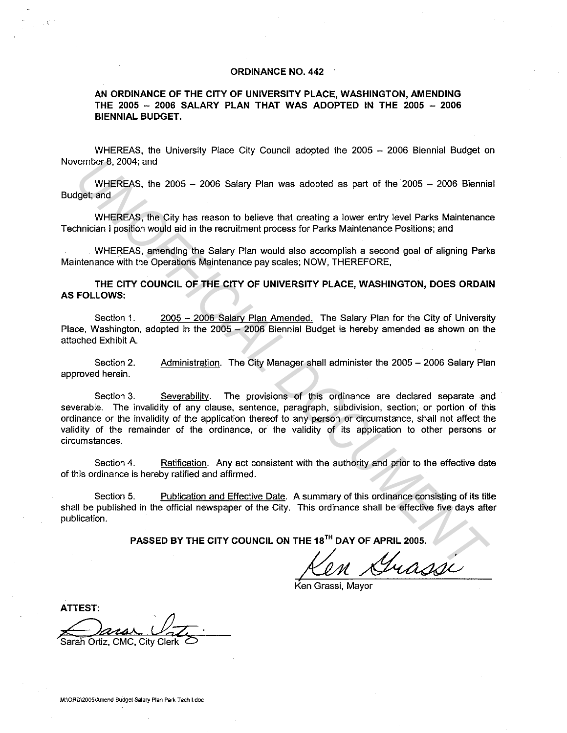# ORDINANCE NO. 442

## AN ORDINANCE OF THE CITY OF UNIVERSITY PLACE, WASHINGTON, AMENDING THE 2005 – 2006 SALARY PLAN THAT WAS ADOPTED IN THE 2005 – 2006 BIENNIAL BUDGET.

WHEREAS, the University Place City Council adopted the 2005 – 2006 Biennial Budget on November 8, 2004; and

WHEREAS, the 2005 – 2006 Salary Plan was adopted as part of the 2005 – 2006 Biennial Budget; and

WHEREAS, the City has reason to believe that creating a lower entry level Parks Maintenance Technician I position would aid in the recruitment process for Parks Maintenance Positions; and

WHEREAS, amending the Salary Plan would also accomplish a second goal of aligning Parks Maintenance with the Operations Maintenance pay scales; NOW, THEREFORE,

**THE CITY COUNCIL OF THE CITY OF UNIVERSITY PLACE, WASHINGTON, DOES ORDAIN AS FOLLOWS:**

Section 1. 2005 – 2006 Salary Plan Amended. The Salary Plan for the City of University Place, Washington, adopted in the 2005 – 2006 Biennial Budget is hereby amended as shown on the attached Exhibit A.

Section 2. Administration. The City Manager shall administer the 2005 – 2006 Salary Plan approved herein.

Section 3. Severability. The provisions of this ordinance are declared separate and severable. The invalidity of any clause, sentence, paragraph, subdivision, section, or portion of this ordinance or the invalidity of the application thereof to any person or circumstance, shall not affect the validity of the remainder of the ordinance, or the validity of its application to other persons or circumstances.

Section 4. Ratification. Any act consistent with the authority and prior to the effective date of this ordinance is hereby ratified and affirmed.

Section 5. Publication and Effective Date. A summary of this ordinance consisting of its title shall be published in the official newspaper of the City. This ordinance shall be effective five days after publication.

**PASSED BY THE CITY COUNCIL ON THE 18TH DAY OF APRIL 2005.**

Ken Grassi, Mayor

**ATTEST:**

Sarah Ortiz, CMC, City Clerk

M:\ORD\2005\Amend Budget Salary Plan Park Tech I.doc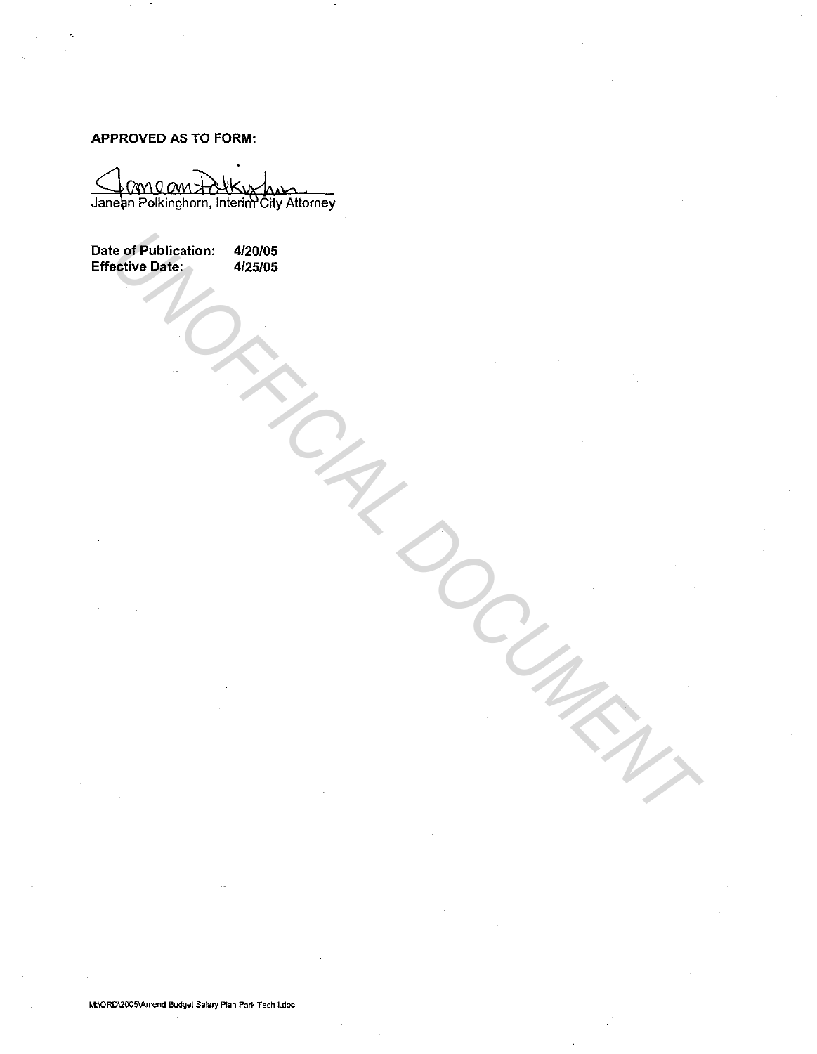**APPROVED AS TO FORM:**

Janean Polkinghorn, Interim City Attorney

**Date of Publication:** 4/20/05
**Effective Date:** 4/25/05

M:\ORD\2005\Amend Budget Salary Plan Park Tech I.doc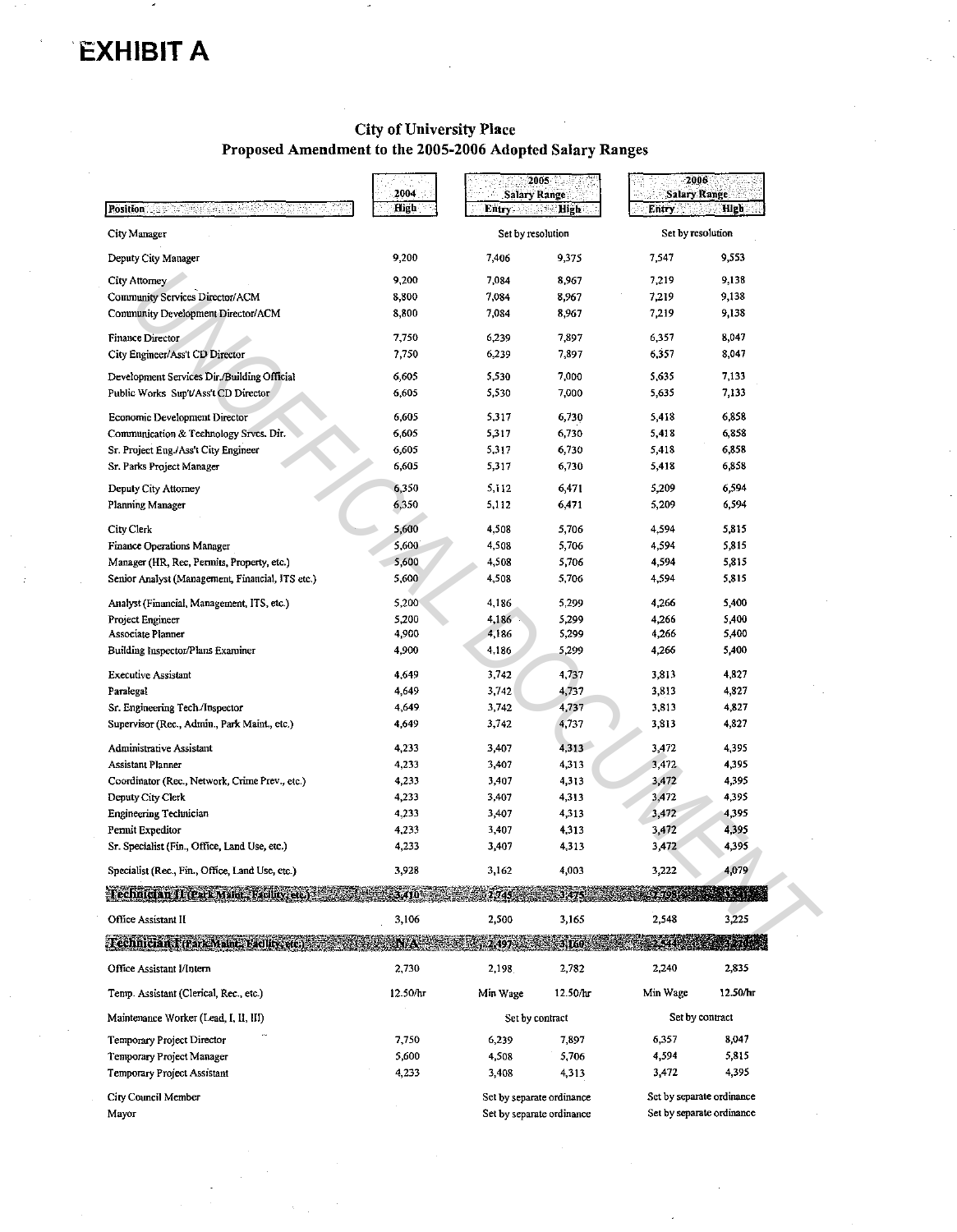# EXHIBIT A

## City of University Place
## Proposed Amendment to the 2005-2006 Adopted Salary Ranges

| Position | 2004 High | 2005 Salary Range Entry | 2005 Salary Range High | 2006 Salary Range Entry | 2006 Salary Range High |
|---|---|---|---|---|---|
| City Manager | | Set by resolution | | Set by resolution | |
| Deputy City Manager | 9,200 | 7,406 | 9,375 | 7,547 | 9,553 |
| City Attorney | 9,200 | 7,084 | 8,967 | 7,219 | 9,138 |
| Community Services Director/ACM | 8,800 | 7,084 | 8,967 | 7,219 | 9,138 |
| Community Development Director/ACM | 8,800 | 7,084 | 8,967 | 7,219 | 9,138 |
| Finance Director | 7,750 | 6,239 | 7,897 | 6,357 | 8,047 |
| City Engineer/Ass't CD Director | 7,750 | 6,239 | 7,897 | 6,357 | 8,047 |
| Development Services Dir./Building Official | 6,605 | 5,530 | 7,000 | 5,635 | 7,133 |
| Public Works Sup't/Ass't CD Director | 6,605 | 5,530 | 7,000 | 5,635 | 7,133 |
| Economic Development Director | 6,605 | 5,317 | 6,730 | 5,418 | 6,858 |
| Communication & Technology Srvcs. Dir. | 6,605 | 5,317 | 6,730 | 5,418 | 6,858 |
| Sr. Project Eng./Ass't City Engineer | 6,605 | 5,317 | 6,730 | 5,418 | 6,858 |
| Sr. Parks Project Manager | 6,605 | 5,317 | 6,730 | 5,418 | 6,858 |
| Deputy City Attorney | 6,350 | 5,112 | 6,471 | 5,209 | 6,594 |
| Planning Manager | 6,350 | 5,112 | 6,471 | 5,209 | 6,594 |
| City Clerk | 5,600 | 4,508 | 5,706 | 4,594 | 5,815 |
| Finance Operations Manager | 5,600 | 4,508 | 5,706 | 4,594 | 5,815 |
| Manager (HR, Rec, Permits, Property, etc.) | 5,600 | 4,508 | 5,706 | 4,594 | 5,815 |
| Senior Analyst (Management, Financial, ITS etc.) | 5,600 | 4,508 | 5,706 | 4,594 | 5,815 |
| Analyst (Financial, Management, ITS, etc.) | 5,200 | 4,186 | 5,299 | 4,266 | 5,400 |
| Project Engineer | 5,200 | 4,186 | 5,299 | 4,266 | 5,400 |
| Associate Planner | 4,900 | 4,186 | 5,299 | 4,266 | 5,400 |
| Building Inspector/Plans Examiner | 4,900 | 4,186 | 5,299 | 4,266 | 5,400 |
| Executive Assistant | 4,649 | 3,742 | 4,737 | 3,813 | 4,827 |
| Paralegal | 4,649 | 3,742 | 4,737 | 3,813 | 4,827 |
| Sr. Engineering Tech./Inspector | 4,649 | 3,742 | 4,737 | 3,813 | 4,827 |
| Supervisor (Rec., Admin., Park Maint., etc.) | 4,649 | 3,742 | 4,737 | 3,813 | 4,827 |
| Administrative Assistant | 4,233 | 3,407 | 4,313 | 3,472 | 4,395 |
| Assistant Planner | 4,233 | 3,407 | 4,313 | 3,472 | 4,395 |
| Coordinator (Rec., Network, Crime Prev., etc.) | 4,233 | 3,407 | 4,313 | 3,472 | 4,395 |
| Deputy City Clerk | 4,233 | 3,407 | 4,313 | 3,472 | 4,395 |
| Engineering Technician | 4,233 | 3,407 | 4,313 | 3,472 | 4,395 |
| Permit Expeditor | 4,233 | 3,407 | 4,313 | 3,472 | 4,395 |
| Sr. Specialist (Fin., Office, Land Use, etc.) | 4,233 | 3,407 | 4,313 | 3,472 | 4,395 |
| Specialist (Rec., Fin., Office, Land Use, etc.) | 3,928 | 3,162 | 4,003 | 3,222 | 4,079 |
| **Technician II (Park Maint., Facility, etc.)** | **3,410** | **2,745** | **3,475** | **2,798** | **3,541** |
| Office Assistant II | 3,106 | 2,500 | 3,165 | 2,548 | 3,225 |
| **Technician I (Park Maint., Facility, etc.)** | **N/A** | **2,497** | **3,160** | **2,544** | **3,220** |
| Office Assistant I/Intern | 2,730 | 2,198 | 2,782 | 2,240 | 2,835 |
| Temp. Assistant (Clerical, Rec., etc.) | 12.50/hr | Min Wage | 12.50/hr | Min Wage | 12.50/hr |
| Maintenance Worker (Lead, I, II, III) | | Set by contract | | Set by contract | |
| Temporary Project Director | 7,750 | 6,239 | 7,897 | 6,357 | 8,047 |
| Temporary Project Manager | 5,600 | 4,508 | 5,706 | 4,594 | 5,815 |
| Temporary Project Assistant | 4,233 | 3,408 | 4,313 | 3,472 | 4,395 |
| City Council Member | | Set by separate ordinance | | Set by separate ordinance | |
| Mayor | | Set by separate ordinance | | Set by separate ordinance | |